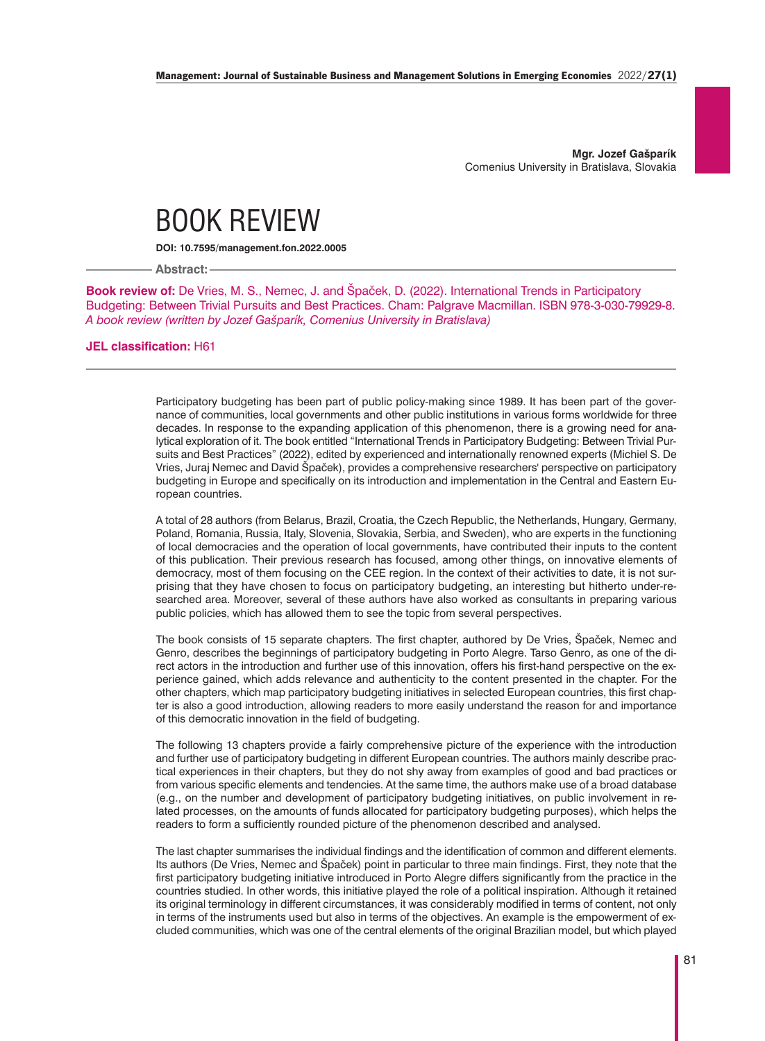**Mgr. Jozef Gašparík**
Comenius University in Bratislava, Slovakia

# BOOK REVIEW

**DOI: 10.7595/management.fon.2022.0005**

**Abstract:**

**Book review of:** De Vries, M. S., Nemec, J. and Špaček, D. (2022). International Trends in Participatory Budgeting: Between Trivial Pursuits and Best Practices. Cham: Palgrave Macmillan. ISBN 978-3-030-79929-8.
*A book review (written by Jozef Gašparík, Comenius University in Bratislava)*

**JEL classification:** H61

Participatory budgeting has been part of public policy-making since 1989. It has been part of the governance of communities, local governments and other public institutions in various forms worldwide for three decades. In response to the expanding application of this phenomenon, there is a growing need for analytical exploration of it. The book entitled "International Trends in Participatory Budgeting: Between Trivial Pursuits and Best Practices" (2022), edited by experienced and internationally renowned experts (Michiel S. De Vries, Juraj Nemec and David Špaček), provides a comprehensive researchers' perspective on participatory budgeting in Europe and specifically on its introduction and implementation in the Central and Eastern European countries.

A total of 28 authors (from Belarus, Brazil, Croatia, the Czech Republic, the Netherlands, Hungary, Germany, Poland, Romania, Russia, Italy, Slovenia, Slovakia, Serbia, and Sweden), who are experts in the functioning of local democracies and the operation of local governments, have contributed their inputs to the content of this publication. Their previous research has focused, among other things, on innovative elements of democracy, most of them focusing on the CEE region. In the context of their activities to date, it is not surprising that they have chosen to focus on participatory budgeting, an interesting but hitherto under-researched area. Moreover, several of these authors have also worked as consultants in preparing various public policies, which has allowed them to see the topic from several perspectives.

The book consists of 15 separate chapters. The first chapter, authored by De Vries, Špaček, Nemec and Genro, describes the beginnings of participatory budgeting in Porto Alegre. Tarso Genro, as one of the direct actors in the introduction and further use of this innovation, offers his first-hand perspective on the experience gained, which adds relevance and authenticity to the content presented in the chapter. For the other chapters, which map participatory budgeting initiatives in selected European countries, this first chapter is also a good introduction, allowing readers to more easily understand the reason for and importance of this democratic innovation in the field of budgeting.

The following 13 chapters provide a fairly comprehensive picture of the experience with the introduction and further use of participatory budgeting in different European countries. The authors mainly describe practical experiences in their chapters, but they do not shy away from examples of good and bad practices or from various specific elements and tendencies. At the same time, the authors make use of a broad database (e.g., on the number and development of participatory budgeting initiatives, on public involvement in related processes, on the amounts of funds allocated for participatory budgeting purposes), which helps the readers to form a sufficiently rounded picture of the phenomenon described and analysed.

The last chapter summarises the individual findings and the identification of common and different elements. Its authors (De Vries, Nemec and Špaček) point in particular to three main findings. First, they note that the first participatory budgeting initiative introduced in Porto Alegre differs significantly from the practice in the countries studied. In other words, this initiative played the role of a political inspiration. Although it retained its original terminology in different circumstances, it was considerably modified in terms of content, not only in terms of the instruments used but also in terms of the objectives. An example is the empowerment of excluded communities, which was one of the central elements of the original Brazilian model, but which played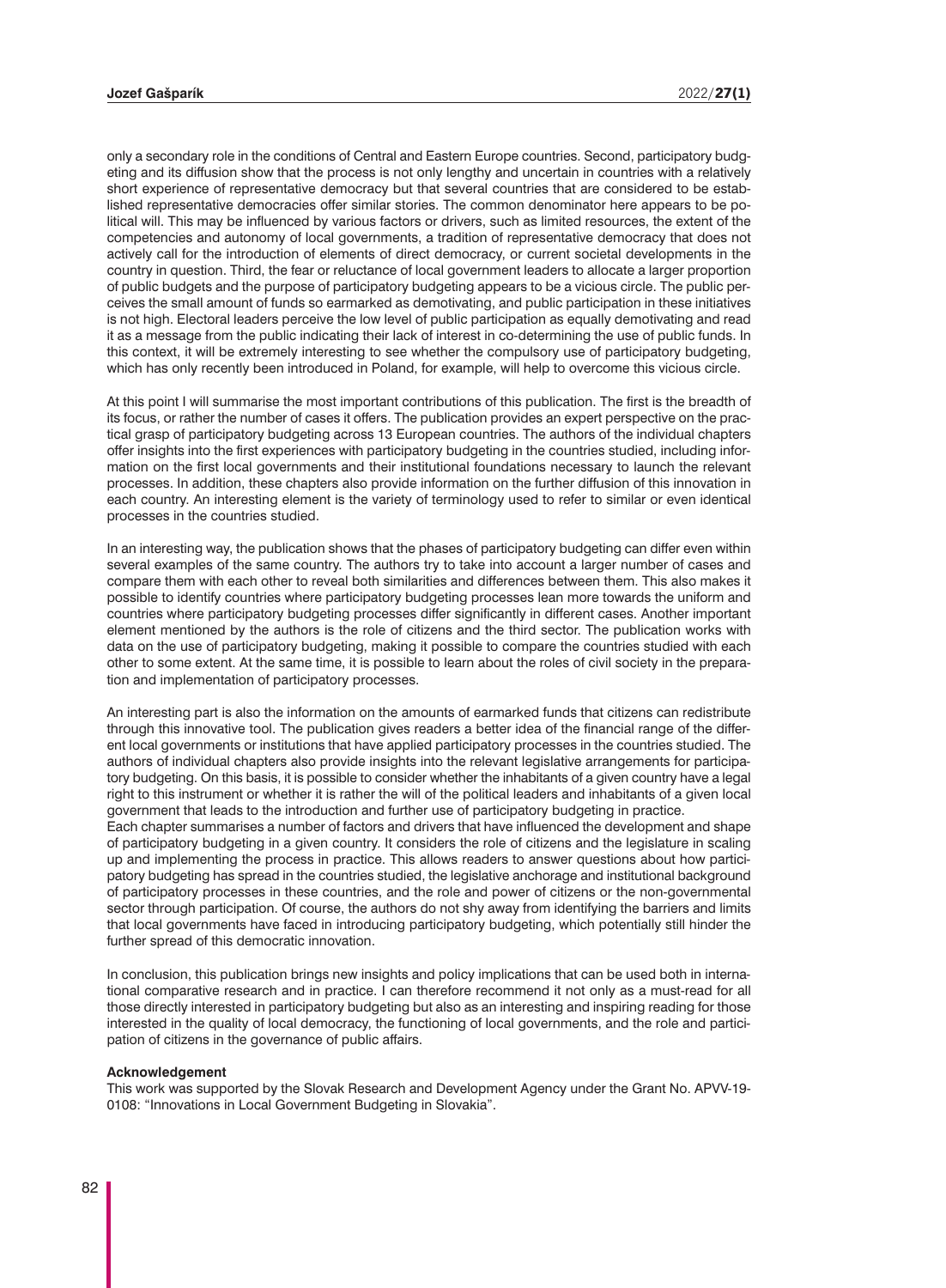only a secondary role in the conditions of Central and Eastern Europe countries. Second, participatory budgeting and its diffusion show that the process is not only lengthy and uncertain in countries with a relatively short experience of representative democracy but that several countries that are considered to be established representative democracies offer similar stories. The common denominator here appears to be political will. This may be influenced by various factors or drivers, such as limited resources, the extent of the competencies and autonomy of local governments, a tradition of representative democracy that does not actively call for the introduction of elements of direct democracy, or current societal developments in the country in question. Third, the fear or reluctance of local government leaders to allocate a larger proportion of public budgets and the purpose of participatory budgeting appears to be a vicious circle. The public perceives the small amount of funds so earmarked as demotivating, and public participation in these initiatives is not high. Electoral leaders perceive the low level of public participation as equally demotivating and read it as a message from the public indicating their lack of interest in co-determining the use of public funds. In this context, it will be extremely interesting to see whether the compulsory use of participatory budgeting, which has only recently been introduced in Poland, for example, will help to overcome this vicious circle.

At this point I will summarise the most important contributions of this publication. The first is the breadth of its focus, or rather the number of cases it offers. The publication provides an expert perspective on the practical grasp of participatory budgeting across 13 European countries. The authors of the individual chapters offer insights into the first experiences with participatory budgeting in the countries studied, including information on the first local governments and their institutional foundations necessary to launch the relevant processes. In addition, these chapters also provide information on the further diffusion of this innovation in each country. An interesting element is the variety of terminology used to refer to similar or even identical processes in the countries studied.

In an interesting way, the publication shows that the phases of participatory budgeting can differ even within several examples of the same country. The authors try to take into account a larger number of cases and compare them with each other to reveal both similarities and differences between them. This also makes it possible to identify countries where participatory budgeting processes lean more towards the uniform and countries where participatory budgeting processes differ significantly in different cases. Another important element mentioned by the authors is the role of citizens and the third sector. The publication works with data on the use of participatory budgeting, making it possible to compare the countries studied with each other to some extent. At the same time, it is possible to learn about the roles of civil society in the preparation and implementation of participatory processes.

An interesting part is also the information on the amounts of earmarked funds that citizens can redistribute through this innovative tool. The publication gives readers a better idea of the financial range of the different local governments or institutions that have applied participatory processes in the countries studied. The authors of individual chapters also provide insights into the relevant legislative arrangements for participatory budgeting. On this basis, it is possible to consider whether the inhabitants of a given country have a legal right to this instrument or whether it is rather the will of the political leaders and inhabitants of a given local government that leads to the introduction and further use of participatory budgeting in practice.

Each chapter summarises a number of factors and drivers that have influenced the development and shape of participatory budgeting in a given country. It considers the role of citizens and the legislature in scaling up and implementing the process in practice. This allows readers to answer questions about how participatory budgeting has spread in the countries studied, the legislative anchorage and institutional background of participatory processes in these countries, and the role and power of citizens or the non-governmental sector through participation. Of course, the authors do not shy away from identifying the barriers and limits that local governments have faced in introducing participatory budgeting, which potentially still hinder the further spread of this democratic innovation.

In conclusion, this publication brings new insights and policy implications that can be used both in international comparative research and in practice. I can therefore recommend it not only as a must-read for all those directly interested in participatory budgeting but also as an interesting and inspiring reading for those interested in the quality of local democracy, the functioning of local governments, and the role and participation of citizens in the governance of public affairs.

**Acknowledgement**

This work was supported by the Slovak Research and Development Agency under the Grant No. APVV-19-0108: "Innovations in Local Government Budgeting in Slovakia".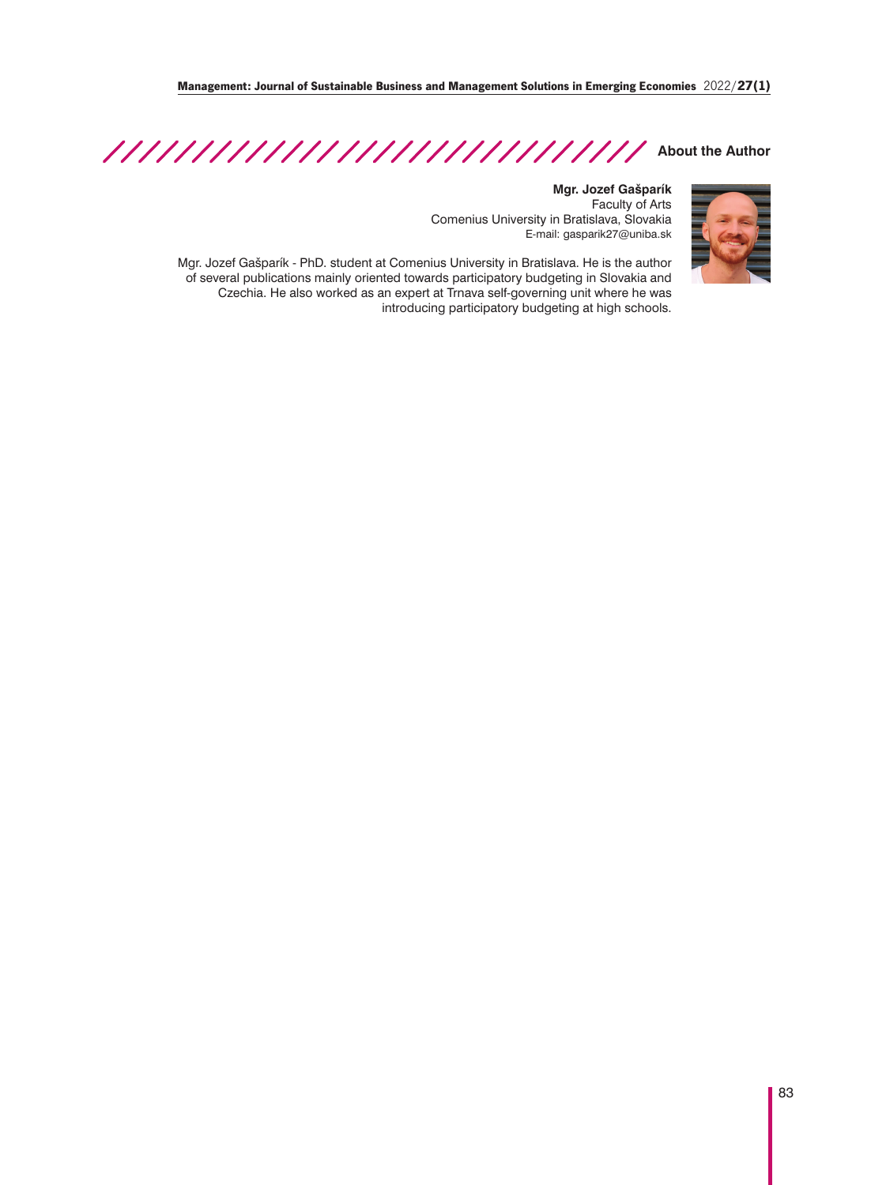## About the Author

**Mgr. Jozef Gašparík**
Faculty of Arts
Comenius University in Bratislava, Slovakia
E-mail: gasparik27@uniba.sk

Mgr. Jozef Gašparík - PhD. student at Comenius University in Bratislava. He is the author of several publications mainly oriented towards participatory budgeting in Slovakia and Czechia. He also worked as an expert at Trnava self-governing unit where he was introducing participatory budgeting at high schools.